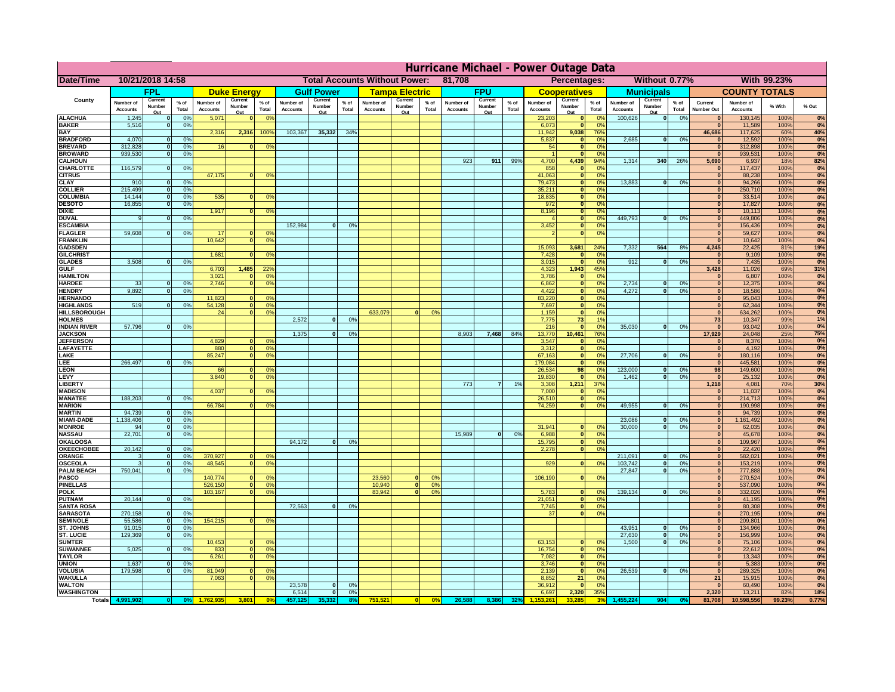# Hurricane Michael - Power Outage Data

| Date/Time | 10/21/2018 14:58 | | | Total Accounts Without Power: | | | 81,708 | | | | | | | Percentages: | | | Without 0.77% | | | With 99.23% | | | |
|---|---|---|---|---|---|---|---|---|---|---|---|---|---|---|---|---|---|---|---|---|---|---|---|

| County | FPL | | | Duke Energy | | | Gulf Power | | | Tampa Electric | | | FPU | | | Cooperatives | | | Municipals | | | COUNTY TOTALS | | | |
|---|---|---|---|---|---|---|---|---|---|---|---|---|---|---|---|---|---|---|---|---|---|---|---|---|---|
| | Number of Accounts | Current Number Out | % of Total | Number of Accounts | Current Number Out | % of Total | Number of Accounts | Current Number Out | % of Total | Number of Accounts | Current Number Out | % of Total | Number of Accounts | Current Number Out | % of Total | Number of Accounts | Current Number Out | % of Total | Number of Accounts | Current Number Out | % of Total | Current Number Out | Number of Accounts | % With | % Out |
| ALACHUA | 1,245 | 0 | 0% | 5,071 | 0 | 0% | | | | | | | | | | 23,203 | 0 | 0% | 100,626 | 0 | 0% | 0 | 130,145 | 100% | 0% |
| BAKER | 5,516 | 0 | 0% | | | | | | | | | | | | | 6,073 | 0 | 0% | | | | 0 | 11,589 | 100% | 0% |
| BAY | | | | 2,316 | 2,316 | 100% | 103,367 | 35,332 | 34% | | | | | | | 11,942 | 9,038 | 76% | | | | 46,686 | 117,625 | 60% | 40% |
| BRADFORD | 4,070 | 0 | 0% | | | | | | | | | | | | | 5,837 | 0 | 0% | 2,685 | 0 | 0% | 0 | 12,592 | 100% | 0% |
| BREVARD | 312,828 | 0 | 0% | 16 | 0 | 0% | | | | | | | | | | 54 | 0 | 0% | | | | 0 | 312,898 | 100% | 0% |
| BROWARD | 939,530 | 0 | 0% | | | | | | | | | | | | | 1 | 0 | 0% | | | | 0 | 939,531 | 100% | 0% |
| CALHOUN | | | | | | | | | | | | | 923 | 911 | 99% | 4,700 | 4,439 | 94% | 1,314 | 340 | 26% | 5,690 | 6,937 | 18% | 82% |
| CHARLOTTE | 116,579 | 0 | 0% | | | | | | | | | | | | | 858 | 0 | 0% | | | | 0 | 117,437 | 100% | 0% |
| CITRUS | | | | 47,175 | 0 | 0% | | | | | | | | | | 41,063 | 0 | 0% | | | | 0 | 88,238 | 100% | 0% |
| CLAY | 910 | 0 | 0% | | | | | | | | | | | | | 79,473 | 0 | 0% | 13,883 | 0 | 0% | 0 | 94,266 | 100% | 0% |
| COLLIER | 215,499 | 0 | 0% | | | | | | | | | | | | | 35,211 | 0 | 0% | | | | 0 | 250,710 | 100% | 0% |
| COLUMBIA | 14,144 | 0 | 0% | 535 | 0 | 0% | | | | | | | | | | 18,835 | 0 | 0% | | | | 0 | 33,514 | 100% | 0% |
| DESOTO | 16,855 | 0 | 0% | | | | | | | | | | | | | 972 | 0 | 0% | | | | 0 | 17,827 | 100% | 0% |
| DIXIE | | | | 1,917 | 0 | 0% | | | | | | | | | | 8,196 | 0 | 0% | | | | 0 | 10,113 | 100% | 0% |
| DUVAL | 9 | 0 | 0% | | | | | | | | | | | | | 4 | 0 | 0% | 449,793 | 0 | 0% | 0 | 449,806 | 100% | 0% |
| ESCAMBIA | | | | | | | 152,984 | 0 | 0% | | | | | | | 3,452 | 0 | 0% | | | | 0 | 156,436 | 100% | 0% |
| FLAGLER | 59,608 | 0 | 0% | 17 | 0 | 0% | | | | | | | | | | 2 | 0 | 0% | | | | 0 | 59,627 | 100% | 0% |
| FRANKLIN | | | | 10,642 | 0 | 0% | | | | | | | | | | | | | | | | 0 | 10,642 | 100% | 0% |
| GADSDEN | | | | | | | | | | | | | | | | 15,093 | 3,681 | 24% | 7,332 | 564 | 8% | 4,245 | 22,425 | 81% | 19% |
| GILCHRIST | | | | 1,681 | 0 | 0% | | | | | | | | | | 7,428 | 0 | 0% | | | | 0 | 9,109 | 100% | 0% |
| GLADES | 3,508 | 0 | 0% | | | | | | | | | | | | | 3,015 | 0 | 0% | 912 | 0 | 0% | 0 | 7,435 | 100% | 0% |
| GULF | | | | 6,703 | 1,485 | 22% | | | | | | | | | | 4,323 | 1,943 | 45% | | | | 3,428 | 11,026 | 69% | 31% |
| HAMILTON | | | | 3,021 | 0 | 0% | | | | | | | | | | 3,786 | 0 | 0% | | | | 0 | 6,807 | 100% | 0% |
| HARDEE | 33 | 0 | 0% | 2,746 | 0 | 0% | | | | | | | | | | 6,862 | 0 | 0% | 2,734 | 0 | 0% | 0 | 12,375 | 100% | 0% |
| HENDRY | 9,892 | 0 | 0% | | | | | | | | | | | | | 4,422 | 0 | 0% | 4,272 | 0 | 0% | 0 | 18,586 | 100% | 0% |
| HERNANDO | | | | 11,823 | 0 | 0% | | | | | | | | | | 83,220 | 0 | 0% | | | | 0 | 95,043 | 100% | 0% |
| HIGHLANDS | 519 | 0 | 0% | 54,128 | 0 | 0% | | | | | | | | | | 7,697 | 0 | 0% | | | | 0 | 62,344 | 100% | 0% |
| HILLSBOROUGH | | | | 24 | 0 | 0% | | | | 633,079 | 0 | 0% | | | | 1,159 | 0 | 0% | | | | 0 | 634,262 | 100% | 0% |
| HOLMES | | | | | | | 2,572 | 0 | 0% | | | | | | | 7,775 | 73 | 1% | | | | 73 | 10,347 | 99% | 1% |
| INDIAN RIVER | 57,796 | 0 | 0% | | | | | | | | | | | | | 216 | 0 | 0% | 35,030 | 0 | 0% | 0 | 93,042 | 100% | 0% |
| JACKSON | | | | | | | 1,375 | 0 | 0% | | | | 8,903 | 7,468 | 84% | 13,770 | 10,461 | 76% | | | | 17,929 | 24,048 | 25% | 75% |
| JEFFERSON | | | | 4,829 | 0 | 0% | | | | | | | | | | 3,547 | 0 | 0% | | | | 0 | 8,376 | 100% | 0% |
| LAFAYETTE | | | | 880 | 0 | 0% | | | | | | | | | | 3,312 | 0 | 0% | | | | 0 | 4,192 | 100% | 0% |
| LAKE | | | | 85,247 | 0 | 0% | | | | | | | | | | 67,163 | 0 | 0% | 27,706 | 0 | 0% | 0 | 180,116 | 100% | 0% |
| LEE | 266,497 | 0 | 0% | | | | | | | | | | | | | 179,084 | 0 | 0% | | | | 0 | 445,581 | 100% | 0% |
| LEON | | | | 66 | 0 | 0% | | | | | | | | | | 26,534 | 98 | 0% | 123,000 | 0 | 0% | 98 | 149,600 | 100% | 0% |
| LEVY | | | | 3,840 | 0 | 0% | | | | | | | | | | 19,830 | 0 | 0% | 1,462 | 0 | 0% | 0 | 25,132 | 100% | 0% |
| LIBERTY | | | | | | | | | | | | | 773 | 7 | 1% | 3,308 | 1,211 | 37% | | | | 1,218 | 4,081 | 70% | 30% |
| MADISON | | | | 4,037 | 0 | 0% | | | | | | | | | | 7,000 | 0 | 0% | | | | 0 | 11,037 | 100% | 0% |
| MANATEE | 188,203 | 0 | 0% | | | | | | | | | | | | | 26,510 | 0 | 0% | | | | 0 | 214,713 | 100% | 0% |
| MARION | | | | 66,784 | 0 | 0% | | | | | | | | | | 74,259 | 0 | 0% | 49,955 | 0 | 0% | 0 | 190,998 | 100% | 0% |
| MARTIN | 94,739 | 0 | 0% | | | | | | | | | | | | | | | | | | | 0 | 94,739 | 100% | 0% |
| MIAMI-DADE | 1,138,406 | 0 | 0% | | | | | | | | | | | | | | | | 23,086 | 0 | 0% | 0 | 1,161,492 | 100% | 0% |
| MONROE | 94 | 0 | 0% | | | | | | | | | | | | | 31,941 | 0 | 0% | 30,000 | 0 | 0% | 0 | 62,035 | 100% | 0% |
| NASSAU | 22,701 | 0 | 0% | | | | | | | | | | 15,989 | 0 | 0% | 6,988 | 0 | 0% | | | | 0 | 45,678 | 100% | 0% |
| OKALOOSA | | | | | | | 94,172 | 0 | 0% | | | | | | | 15,795 | 0 | 0% | | | | 0 | 109,967 | 100% | 0% |
| OKEECHOBEE | 20,142 | 0 | 0% | | | | | | | | | | | | | 2,278 | 0 | 0% | | | | 0 | 22,420 | 100% | 0% |
| ORANGE | 3 | 0 | 0% | 370,927 | 0 | 0% | | | | | | | | | | | | | 211,091 | 0 | 0% | 0 | 582,021 | 100% | 0% |
| OSCEOLA | 3 | 0 | 0% | 48,545 | 0 | 0% | | | | | | | | | | 929 | 0 | 0% | 103,742 | 0 | 0% | 0 | 153,219 | 100% | 0% |
| PALM BEACH | 750,041 | 0 | 0% | | | | | | | | | | | | | | | | 27,847 | 0 | 0% | 0 | 777,888 | 100% | 0% |
| PASCO | | | | 140,774 | 0 | 0% | | | | 23,560 | 0 | 0% | | | | 106,190 | 0 | 0% | | | | 0 | 270,524 | 100% | 0% |
| PINELLAS | | | | 526,150 | 0 | 0% | | | | 10,940 | 0 | 0% | | | | | | | | | | 0 | 537,090 | 100% | 0% |
| POLK | | | | 103,167 | 0 | 0% | | | | 83,942 | 0 | 0% | | | | 5,783 | 0 | 0% | 139,134 | 0 | 0% | 0 | 332,026 | 100% | 0% |
| PUTNAM | 20,144 | 0 | 0% | | | | | | | | | | | | | 21,051 | 0 | 0% | | | | 0 | 41,195 | 100% | 0% |
| SANTA ROSA | | | | | | | 72,563 | 0 | 0% | | | | | | | 7,745 | 0 | 0% | | | | 0 | 80,308 | 100% | 0% |
| SARASOTA | 270,158 | 0 | 0% | | | | | | | | | | | | | 37 | 0 | 0% | | | | 0 | 270,195 | 100% | 0% |
| SEMINOLE | 55,586 | 0 | 0% | 154,215 | 0 | 0% | | | | | | | | | | | | | | | | 0 | 209,801 | 100% | 0% |
| ST. JOHNS | 91,015 | 0 | 0% | | | | | | | | | | | | | | | | 43,951 | 0 | 0% | 0 | 134,966 | 100% | 0% |
| ST. LUCIE | 129,369 | 0 | 0% | | | | | | | | | | | | | | | | 27,630 | 0 | 0% | 0 | 156,999 | 100% | 0% |
| SUMTER | | | | 10,453 | 0 | 0% | | | | | | | | | | 63,153 | 0 | 0% | 1,500 | 0 | 0% | 0 | 75,106 | 100% | 0% |
| SUWANNEE | 5,025 | 0 | 0% | 833 | 0 | 0% | | | | | | | | | | 16,754 | 0 | 0% | | | | 0 | 22,612 | 100% | 0% |
| TAYLOR | | | | 6,261 | 0 | 0% | | | | | | | | | | 7,082 | 0 | 0% | | | | 0 | 13,343 | 100% | 0% |
| UNION | 1,637 | 0 | 0% | | | | | | | | | | | | | 3,746 | 0 | 0% | | | | 0 | 5,383 | 100% | 0% |
| VOLUSIA | 179,598 | 0 | 0% | 81,049 | 0 | 0% | | | | | | | | | | 2,139 | 0 | 0% | 26,539 | 0 | 0% | 0 | 289,325 | 100% | 0% |
| WAKULLA | | | | 7,063 | 0 | 0% | | | | | | | | | | 8,852 | 21 | 0% | | | | 21 | 15,915 | 100% | 0% |
| WALTON | | | | | | | 23,578 | 0 | 0% | | | | | | | 36,912 | 0 | 0% | | | | 0 | 60,490 | 100% | 0% |
| WASHINGTON | | | | | | | 6,514 | 0 | 0% | | | | | | | 6,697 | 2,320 | 35% | | | | 2,320 | 13,211 | 82% | 18% |
| Totals | 4,991,902 | 0 | 0% | 1,762,935 | 3,801 | 0% | 457,125 | 35,332 | 8% | 751,521 | 0 | 0% | 26,588 | 8,386 | 32% | 1,153,261 | 33,285 | 3% | 1,455,224 | 904 | 0% | 81,708 | 10,598,556 | 99.23% | 0.77% |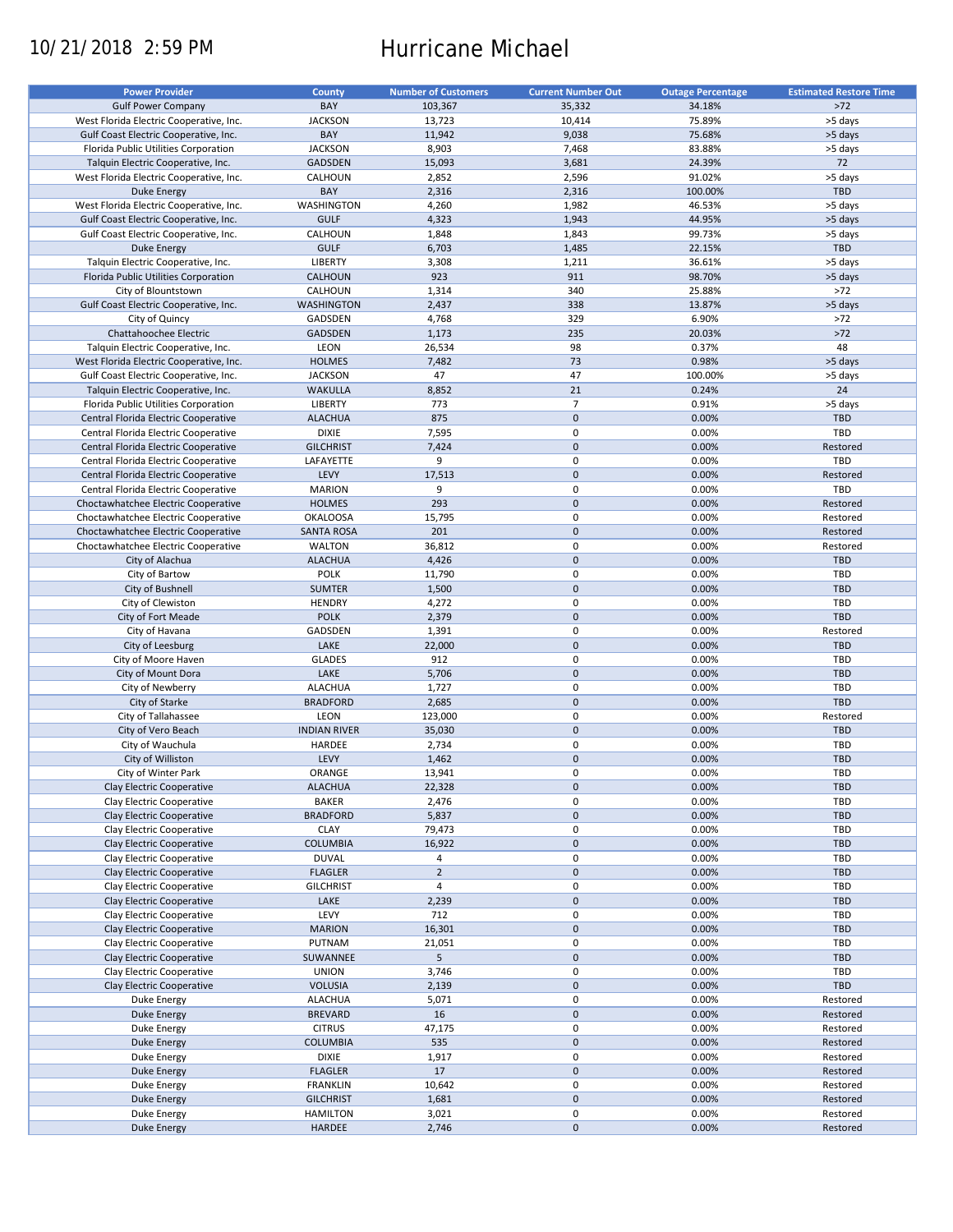10/21/2018 2:59 PM

# Hurricane Michael

| Power Provider | County | Number of Customers | Current Number Out | Outage Percentage | Estimated Restore Time |
|---|---|---|---|---|---|
| Gulf Power Company | BAY | 103,367 | 35,332 | 34.18% | >72 |
| West Florida Electric Cooperative, Inc. | JACKSON | 13,723 | 10,414 | 75.89% | >5 days |
| Gulf Coast Electric Cooperative, Inc. | BAY | 11,942 | 9,038 | 75.68% | >5 days |
| Florida Public Utilities Corporation | JACKSON | 8,903 | 7,468 | 83.88% | >5 days |
| Talquin Electric Cooperative, Inc. | GADSDEN | 15,093 | 3,681 | 24.39% | 72 |
| West Florida Electric Cooperative, Inc. | CALHOUN | 2,852 | 2,596 | 91.02% | >5 days |
| Duke Energy | BAY | 2,316 | 2,316 | 100.00% | TBD |
| West Florida Electric Cooperative, Inc. | WASHINGTON | 4,260 | 1,982 | 46.53% | >5 days |
| Gulf Coast Electric Cooperative, Inc. | GULF | 4,323 | 1,943 | 44.95% | >5 days |
| Gulf Coast Electric Cooperative, Inc. | CALHOUN | 1,848 | 1,843 | 99.73% | >5 days |
| Duke Energy | GULF | 6,703 | 1,485 | 22.15% | TBD |
| Talquin Electric Cooperative, Inc. | LIBERTY | 3,308 | 1,211 | 36.61% | >5 days |
| Florida Public Utilities Corporation | CALHOUN | 923 | 911 | 98.70% | >5 days |
| City of Blountstown | CALHOUN | 1,314 | 340 | 25.88% | >72 |
| Gulf Coast Electric Cooperative, Inc. | WASHINGTON | 2,437 | 338 | 13.87% | >5 days |
| City of Quincy | GADSDEN | 4,768 | 329 | 6.90% | >72 |
| Chattahoochee Electric | GADSDEN | 1,173 | 235 | 20.03% | >72 |
| Talquin Electric Cooperative, Inc. | LEON | 26,534 | 98 | 0.37% | 48 |
| West Florida Electric Cooperative, Inc. | HOLMES | 7,482 | 73 | 0.98% | >5 days |
| Gulf Coast Electric Cooperative, Inc. | JACKSON | 47 | 47 | 100.00% | >5 days |
| Talquin Electric Cooperative, Inc. | WAKULLA | 8,852 | 21 | 0.24% | 24 |
| Florida Public Utilities Corporation | LIBERTY | 773 | 7 | 0.91% | >5 days |
| Central Florida Electric Cooperative | ALACHUA | 875 | 0 | 0.00% | TBD |
| Central Florida Electric Cooperative | DIXIE | 7,595 | 0 | 0.00% | TBD |
| Central Florida Electric Cooperative | GILCHRIST | 7,424 | 0 | 0.00% | Restored |
| Central Florida Electric Cooperative | LAFAYETTE | 9 | 0 | 0.00% | TBD |
| Central Florida Electric Cooperative | LEVY | 17,513 | 0 | 0.00% | Restored |
| Central Florida Electric Cooperative | MARION | 9 | 0 | 0.00% | TBD |
| Choctawhatchee Electric Cooperative | HOLMES | 293 | 0 | 0.00% | Restored |
| Choctawhatchee Electric Cooperative | OKALOOSA | 15,795 | 0 | 0.00% | Restored |
| Choctawhatchee Electric Cooperative | SANTA ROSA | 201 | 0 | 0.00% | Restored |
| Choctawhatchee Electric Cooperative | WALTON | 36,812 | 0 | 0.00% | Restored |
| City of Alachua | ALACHUA | 4,426 | 0 | 0.00% | TBD |
| City of Bartow | POLK | 11,790 | 0 | 0.00% | TBD |
| City of Bushnell | SUMTER | 1,500 | 0 | 0.00% | TBD |
| City of Clewiston | HENDRY | 4,272 | 0 | 0.00% | TBD |
| City of Fort Meade | POLK | 2,379 | 0 | 0.00% | TBD |
| City of Havana | GADSDEN | 1,391 | 0 | 0.00% | Restored |
| City of Leesburg | LAKE | 22,000 | 0 | 0.00% | TBD |
| City of Moore Haven | GLADES | 912 | 0 | 0.00% | TBD |
| City of Mount Dora | LAKE | 5,706 | 0 | 0.00% | TBD |
| City of Newberry | ALACHUA | 1,727 | 0 | 0.00% | TBD |
| City of Starke | BRADFORD | 2,685 | 0 | 0.00% | TBD |
| City of Tallahassee | LEON | 123,000 | 0 | 0.00% | Restored |
| City of Vero Beach | INDIAN RIVER | 35,030 | 0 | 0.00% | TBD |
| City of Wauchula | HARDEE | 2,734 | 0 | 0.00% | TBD |
| City of Williston | LEVY | 1,462 | 0 | 0.00% | TBD |
| City of Winter Park | ORANGE | 13,941 | 0 | 0.00% | TBD |
| Clay Electric Cooperative | ALACHUA | 22,328 | 0 | 0.00% | TBD |
| Clay Electric Cooperative | BAKER | 2,476 | 0 | 0.00% | TBD |
| Clay Electric Cooperative | BRADFORD | 5,837 | 0 | 0.00% | TBD |
| Clay Electric Cooperative | CLAY | 79,473 | 0 | 0.00% | TBD |
| Clay Electric Cooperative | COLUMBIA | 16,922 | 0 | 0.00% | TBD |
| Clay Electric Cooperative | DUVAL | 4 | 0 | 0.00% | TBD |
| Clay Electric Cooperative | FLAGLER | 2 | 0 | 0.00% | TBD |
| Clay Electric Cooperative | GILCHRIST | 4 | 0 | 0.00% | TBD |
| Clay Electric Cooperative | LAKE | 2,239 | 0 | 0.00% | TBD |
| Clay Electric Cooperative | LEVY | 712 | 0 | 0.00% | TBD |
| Clay Electric Cooperative | MARION | 16,301 | 0 | 0.00% | TBD |
| Clay Electric Cooperative | PUTNAM | 21,051 | 0 | 0.00% | TBD |
| Clay Electric Cooperative | SUWANNEE | 5 | 0 | 0.00% | TBD |
| Clay Electric Cooperative | UNION | 3,746 | 0 | 0.00% | TBD |
| Clay Electric Cooperative | VOLUSIA | 2,139 | 0 | 0.00% | TBD |
| Duke Energy | ALACHUA | 5,071 | 0 | 0.00% | Restored |
| Duke Energy | BREVARD | 16 | 0 | 0.00% | Restored |
| Duke Energy | CITRUS | 47,175 | 0 | 0.00% | Restored |
| Duke Energy | COLUMBIA | 535 | 0 | 0.00% | Restored |
| Duke Energy | DIXIE | 1,917 | 0 | 0.00% | Restored |
| Duke Energy | FLAGLER | 17 | 0 | 0.00% | Restored |
| Duke Energy | FRANKLIN | 10,642 | 0 | 0.00% | Restored |
| Duke Energy | GILCHRIST | 1,681 | 0 | 0.00% | Restored |
| Duke Energy | HAMILTON | 3,021 | 0 | 0.00% | Restored |
| Duke Energy | HARDEE | 2,746 | 0 | 0.00% | Restored |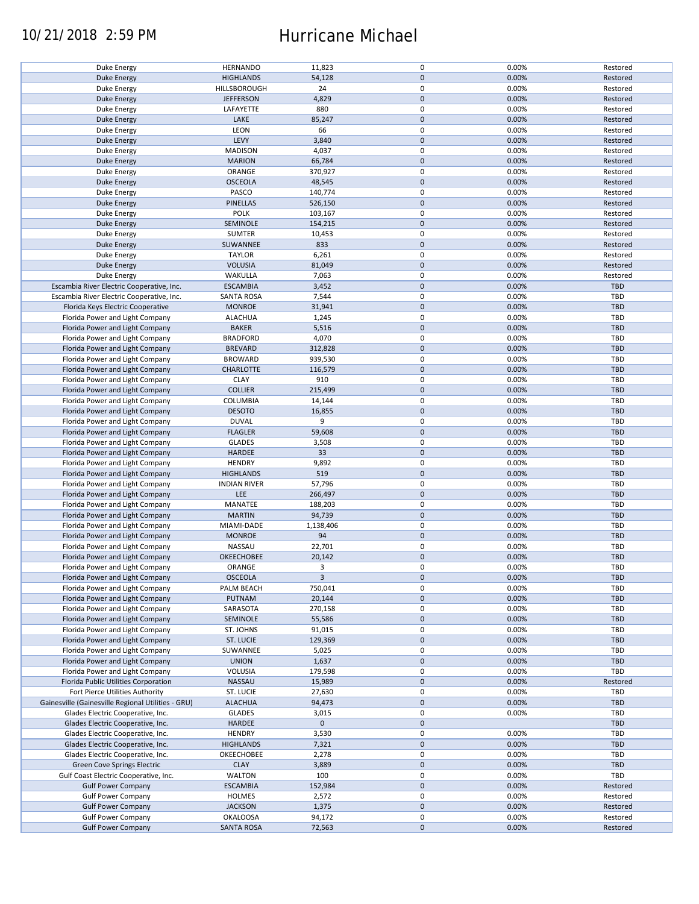| | | | | | |
|---|---|---|---|---|---|
| Duke Energy | HERNANDO | 11,823 | 0 | 0.00% | Restored |
| Duke Energy | HIGHLANDS | 54,128 | 0 | 0.00% | Restored |
| Duke Energy | HILLSBOROUGH | 24 | 0 | 0.00% | Restored |
| Duke Energy | JEFFERSON | 4,829 | 0 | 0.00% | Restored |
| Duke Energy | LAFAYETTE | 880 | 0 | 0.00% | Restored |
| Duke Energy | LAKE | 85,247 | 0 | 0.00% | Restored |
| Duke Energy | LEON | 66 | 0 | 0.00% | Restored |
| Duke Energy | LEVY | 3,840 | 0 | 0.00% | Restored |
| Duke Energy | MADISON | 4,037 | 0 | 0.00% | Restored |
| Duke Energy | MARION | 66,784 | 0 | 0.00% | Restored |
| Duke Energy | ORANGE | 370,927 | 0 | 0.00% | Restored |
| Duke Energy | OSCEOLA | 48,545 | 0 | 0.00% | Restored |
| Duke Energy | PASCO | 140,774 | 0 | 0.00% | Restored |
| Duke Energy | PINELLAS | 526,150 | 0 | 0.00% | Restored |
| Duke Energy | POLK | 103,167 | 0 | 0.00% | Restored |
| Duke Energy | SEMINOLE | 154,215 | 0 | 0.00% | Restored |
| Duke Energy | SUMTER | 10,453 | 0 | 0.00% | Restored |
| Duke Energy | SUWANNEE | 833 | 0 | 0.00% | Restored |
| Duke Energy | TAYLOR | 6,261 | 0 | 0.00% | Restored |
| Duke Energy | VOLUSIA | 81,049 | 0 | 0.00% | Restored |
| Duke Energy | WAKULLA | 7,063 | 0 | 0.00% | Restored |
| Escambia River Electric Cooperative, Inc. | ESCAMBIA | 3,452 | 0 | 0.00% | TBD |
| Escambia River Electric Cooperative, Inc. | SANTA ROSA | 7,544 | 0 | 0.00% | TBD |
| Florida Keys Electric Cooperative | MONROE | 31,941 | 0 | 0.00% | TBD |
| Florida Power and Light Company | ALACHUA | 1,245 | 0 | 0.00% | TBD |
| Florida Power and Light Company | BAKER | 5,516 | 0 | 0.00% | TBD |
| Florida Power and Light Company | BRADFORD | 4,070 | 0 | 0.00% | TBD |
| Florida Power and Light Company | BREVARD | 312,828 | 0 | 0.00% | TBD |
| Florida Power and Light Company | BROWARD | 939,530 | 0 | 0.00% | TBD |
| Florida Power and Light Company | CHARLOTTE | 116,579 | 0 | 0.00% | TBD |
| Florida Power and Light Company | CLAY | 910 | 0 | 0.00% | TBD |
| Florida Power and Light Company | COLLIER | 215,499 | 0 | 0.00% | TBD |
| Florida Power and Light Company | COLUMBIA | 14,144 | 0 | 0.00% | TBD |
| Florida Power and Light Company | DESOTO | 16,855 | 0 | 0.00% | TBD |
| Florida Power and Light Company | DUVAL | 9 | 0 | 0.00% | TBD |
| Florida Power and Light Company | FLAGLER | 59,608 | 0 | 0.00% | TBD |
| Florida Power and Light Company | GLADES | 3,508 | 0 | 0.00% | TBD |
| Florida Power and Light Company | HARDEE | 33 | 0 | 0.00% | TBD |
| Florida Power and Light Company | HENDRY | 9,892 | 0 | 0.00% | TBD |
| Florida Power and Light Company | HIGHLANDS | 519 | 0 | 0.00% | TBD |
| Florida Power and Light Company | INDIAN RIVER | 57,796 | 0 | 0.00% | TBD |
| Florida Power and Light Company | LEE | 266,497 | 0 | 0.00% | TBD |
| Florida Power and Light Company | MANATEE | 188,203 | 0 | 0.00% | TBD |
| Florida Power and Light Company | MARTIN | 94,739 | 0 | 0.00% | TBD |
| Florida Power and Light Company | MIAMI-DADE | 1,138,406 | 0 | 0.00% | TBD |
| Florida Power and Light Company | MONROE | 94 | 0 | 0.00% | TBD |
| Florida Power and Light Company | NASSAU | 22,701 | 0 | 0.00% | TBD |
| Florida Power and Light Company | OKEECHOBEE | 20,142 | 0 | 0.00% | TBD |
| Florida Power and Light Company | ORANGE | 3 | 0 | 0.00% | TBD |
| Florida Power and Light Company | OSCEOLA | 3 | 0 | 0.00% | TBD |
| Florida Power and Light Company | PALM BEACH | 750,041 | 0 | 0.00% | TBD |
| Florida Power and Light Company | PUTNAM | 20,144 | 0 | 0.00% | TBD |
| Florida Power and Light Company | SARASOTA | 270,158 | 0 | 0.00% | TBD |
| Florida Power and Light Company | SEMINOLE | 55,586 | 0 | 0.00% | TBD |
| Florida Power and Light Company | ST. JOHNS | 91,015 | 0 | 0.00% | TBD |
| Florida Power and Light Company | ST. LUCIE | 129,369 | 0 | 0.00% | TBD |
| Florida Power and Light Company | SUWANNEE | 5,025 | 0 | 0.00% | TBD |
| Florida Power and Light Company | UNION | 1,637 | 0 | 0.00% | TBD |
| Florida Power and Light Company | VOLUSIA | 179,598 | 0 | 0.00% | TBD |
| Florida Public Utilities Corporation | NASSAU | 15,989 | 0 | 0.00% | Restored |
| Fort Pierce Utilities Authority | ST. LUCIE | 27,630 | 0 | 0.00% | TBD |
| Gainesville (Gainesville Regional Utilities - GRU) | ALACHUA | 94,473 | 0 | 0.00% | TBD |
| Glades Electric Cooperative, Inc. | GLADES | 3,015 | 0 | 0.00% | TBD |
| Glades Electric Cooperative, Inc. | HARDEE | 0 | 0 | | TBD |
| Glades Electric Cooperative, Inc. | HENDRY | 3,530 | 0 | 0.00% | TBD |
| Glades Electric Cooperative, Inc. | HIGHLANDS | 7,321 | 0 | 0.00% | TBD |
| Glades Electric Cooperative, Inc. | OKEECHOBEE | 2,278 | 0 | 0.00% | TBD |
| Green Cove Springs Electric | CLAY | 3,889 | 0 | 0.00% | TBD |
| Gulf Coast Electric Cooperative, Inc. | WALTON | 100 | 0 | 0.00% | TBD |
| Gulf Power Company | ESCAMBIA | 152,984 | 0 | 0.00% | Restored |
| Gulf Power Company | HOLMES | 2,572 | 0 | 0.00% | Restored |
| Gulf Power Company | JACKSON | 1,375 | 0 | 0.00% | Restored |
| Gulf Power Company | OKALOOSA | 94,172 | 0 | 0.00% | Restored |
| Gulf Power Company | SANTA ROSA | 72,563 | 0 | 0.00% | Restored |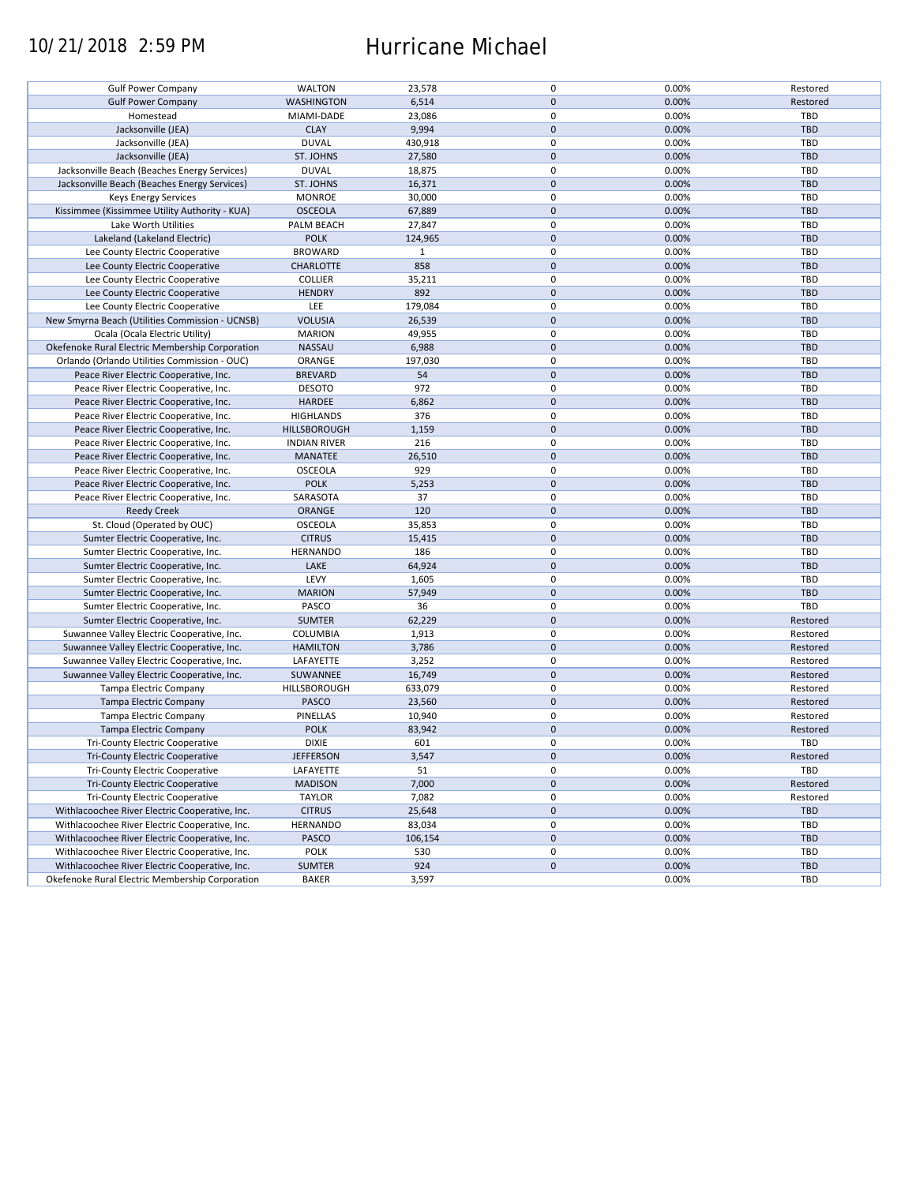10/21/2018 2:59 PM

# Hurricane Michael

| | | | | | |
|---|---|---|---|---|---|
| Gulf Power Company | WALTON | 23,578 | 0 | 0.00% | Restored |
| Gulf Power Company | WASHINGTON | 6,514 | 0 | 0.00% | Restored |
| Homestead | MIAMI-DADE | 23,086 | 0 | 0.00% | TBD |
| Jacksonville (JEA) | CLAY | 9,994 | 0 | 0.00% | TBD |
| Jacksonville (JEA) | DUVAL | 430,918 | 0 | 0.00% | TBD |
| Jacksonville (JEA) | ST. JOHNS | 27,580 | 0 | 0.00% | TBD |
| Jacksonville Beach (Beaches Energy Services) | DUVAL | 18,875 | 0 | 0.00% | TBD |
| Jacksonville Beach (Beaches Energy Services) | ST. JOHNS | 16,371 | 0 | 0.00% | TBD |
| Keys Energy Services | MONROE | 30,000 | 0 | 0.00% | TBD |
| Kissimmee (Kissimmee Utility Authority - KUA) | OSCEOLA | 67,889 | 0 | 0.00% | TBD |
| Lake Worth Utilities | PALM BEACH | 27,847 | 0 | 0.00% | TBD |
| Lakeland (Lakeland Electric) | POLK | 124,965 | 0 | 0.00% | TBD |
| Lee County Electric Cooperative | BROWARD | 1 | 0 | 0.00% | TBD |
| Lee County Electric Cooperative | CHARLOTTE | 858 | 0 | 0.00% | TBD |
| Lee County Electric Cooperative | COLLIER | 35,211 | 0 | 0.00% | TBD |
| Lee County Electric Cooperative | HENDRY | 892 | 0 | 0.00% | TBD |
| Lee County Electric Cooperative | LEE | 179,084 | 0 | 0.00% | TBD |
| New Smyrna Beach (Utilities Commission - UCNSB) | VOLUSIA | 26,539 | 0 | 0.00% | TBD |
| Ocala (Ocala Electric Utility) | MARION | 49,955 | 0 | 0.00% | TBD |
| Okefenoke Rural Electric Membership Corporation | NASSAU | 6,988 | 0 | 0.00% | TBD |
| Orlando (Orlando Utilities Commission - OUC) | ORANGE | 197,030 | 0 | 0.00% | TBD |
| Peace River Electric Cooperative, Inc. | BREVARD | 54 | 0 | 0.00% | TBD |
| Peace River Electric Cooperative, Inc. | DESOTO | 972 | 0 | 0.00% | TBD |
| Peace River Electric Cooperative, Inc. | HARDEE | 6,862 | 0 | 0.00% | TBD |
| Peace River Electric Cooperative, Inc. | HIGHLANDS | 376 | 0 | 0.00% | TBD |
| Peace River Electric Cooperative, Inc. | HILLSBOROUGH | 1,159 | 0 | 0.00% | TBD |
| Peace River Electric Cooperative, Inc. | INDIAN RIVER | 216 | 0 | 0.00% | TBD |
| Peace River Electric Cooperative, Inc. | MANATEE | 26,510 | 0 | 0.00% | TBD |
| Peace River Electric Cooperative, Inc. | OSCEOLA | 929 | 0 | 0.00% | TBD |
| Peace River Electric Cooperative, Inc. | POLK | 5,253 | 0 | 0.00% | TBD |
| Peace River Electric Cooperative, Inc. | SARASOTA | 37 | 0 | 0.00% | TBD |
| Reedy Creek | ORANGE | 120 | 0 | 0.00% | TBD |
| St. Cloud (Operated by OUC) | OSCEOLA | 35,853 | 0 | 0.00% | TBD |
| Sumter Electric Cooperative, Inc. | CITRUS | 15,415 | 0 | 0.00% | TBD |
| Sumter Electric Cooperative, Inc. | HERNANDO | 186 | 0 | 0.00% | TBD |
| Sumter Electric Cooperative, Inc. | LAKE | 64,924 | 0 | 0.00% | TBD |
| Sumter Electric Cooperative, Inc. | LEVY | 1,605 | 0 | 0.00% | TBD |
| Sumter Electric Cooperative, Inc. | MARION | 57,949 | 0 | 0.00% | TBD |
| Sumter Electric Cooperative, Inc. | PASCO | 36 | 0 | 0.00% | TBD |
| Sumter Electric Cooperative, Inc. | SUMTER | 62,229 | 0 | 0.00% | Restored |
| Suwannee Valley Electric Cooperative, Inc. | COLUMBIA | 1,913 | 0 | 0.00% | Restored |
| Suwannee Valley Electric Cooperative, Inc. | HAMILTON | 3,786 | 0 | 0.00% | Restored |
| Suwannee Valley Electric Cooperative, Inc. | LAFAYETTE | 3,252 | 0 | 0.00% | Restored |
| Suwannee Valley Electric Cooperative, Inc. | SUWANNEE | 16,749 | 0 | 0.00% | Restored |
| Tampa Electric Company | HILLSBOROUGH | 633,079 | 0 | 0.00% | Restored |
| Tampa Electric Company | PASCO | 23,560 | 0 | 0.00% | Restored |
| Tampa Electric Company | PINELLAS | 10,940 | 0 | 0.00% | Restored |
| Tampa Electric Company | POLK | 83,942 | 0 | 0.00% | Restored |
| Tri-County Electric Cooperative | DIXIE | 601 | 0 | 0.00% | TBD |
| Tri-County Electric Cooperative | JEFFERSON | 3,547 | 0 | 0.00% | Restored |
| Tri-County Electric Cooperative | LAFAYETTE | 51 | 0 | 0.00% | TBD |
| Tri-County Electric Cooperative | MADISON | 7,000 | 0 | 0.00% | Restored |
| Tri-County Electric Cooperative | TAYLOR | 7,082 | 0 | 0.00% | Restored |
| Withlacoochee River Electric Cooperative, Inc. | CITRUS | 25,648 | 0 | 0.00% | TBD |
| Withlacoochee River Electric Cooperative, Inc. | HERNANDO | 83,034 | 0 | 0.00% | TBD |
| Withlacoochee River Electric Cooperative, Inc. | PASCO | 106,154 | 0 | 0.00% | TBD |
| Withlacoochee River Electric Cooperative, Inc. | POLK | 530 | 0 | 0.00% | TBD |
| Withlacoochee River Electric Cooperative, Inc. | SUMTER | 924 | 0 | 0.00% | TBD |
| Okefenoke Rural Electric Membership Corporation | BAKER | 3,597 | | 0.00% | TBD |